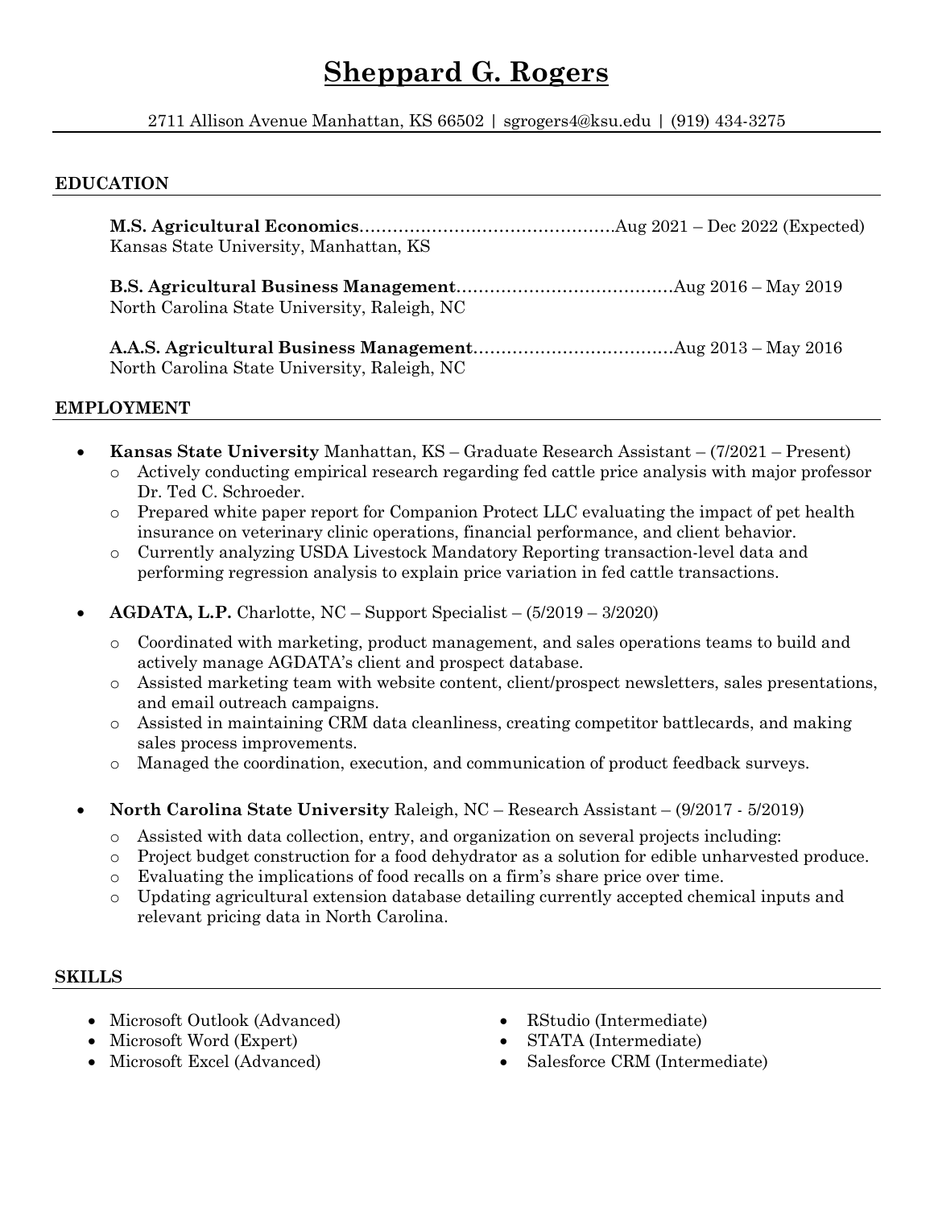# Sheppard G. Rogers

2711 Allison Avenue Manhattan, KS 66502 | sgrogers4@ksu.edu | (919) 434-3275

## EDUCATION

**M.S. Agricultural Economics**……………………………………….Aug 2021 – Dec 2022 (Expected)
Kansas State University, Manhattan, KS

**B.S. Agricultural Business Management**…………………………………Aug 2016 – May 2019
North Carolina State University, Raleigh, NC

**A.A.S. Agricultural Business Management**………………………………Aug 2013 – May 2016
North Carolina State University, Raleigh, NC

## EMPLOYMENT

- **Kansas State University** Manhattan, KS – Graduate Research Assistant – (7/2021 – Present)
  - Actively conducting empirical research regarding fed cattle price analysis with major professor Dr. Ted C. Schroeder.
  - Prepared white paper report for Companion Protect LLC evaluating the impact of pet health insurance on veterinary clinic operations, financial performance, and client behavior.
  - Currently analyzing USDA Livestock Mandatory Reporting transaction-level data and performing regression analysis to explain price variation in fed cattle transactions.

- **AGDATA, L.P.** Charlotte, NC – Support Specialist – (5/2019 – 3/2020)
  - Coordinated with marketing, product management, and sales operations teams to build and actively manage AGDATA's client and prospect database.
  - Assisted marketing team with website content, client/prospect newsletters, sales presentations, and email outreach campaigns.
  - Assisted in maintaining CRM data cleanliness, creating competitor battlecards, and making sales process improvements.
  - Managed the coordination, execution, and communication of product feedback surveys.

- **North Carolina State University** Raleigh, NC – Research Assistant – (9/2017 - 5/2019)
  - Assisted with data collection, entry, and organization on several projects including:
  - Project budget construction for a food dehydrator as a solution for edible unharvested produce.
  - Evaluating the implications of food recalls on a firm's share price over time.
  - Updating agricultural extension database detailing currently accepted chemical inputs and relevant pricing data in North Carolina.

## SKILLS

- Microsoft Outlook (Advanced)
- Microsoft Word (Expert)
- Microsoft Excel (Advanced)
- RStudio (Intermediate)
- STATA (Intermediate)
- Salesforce CRM (Intermediate)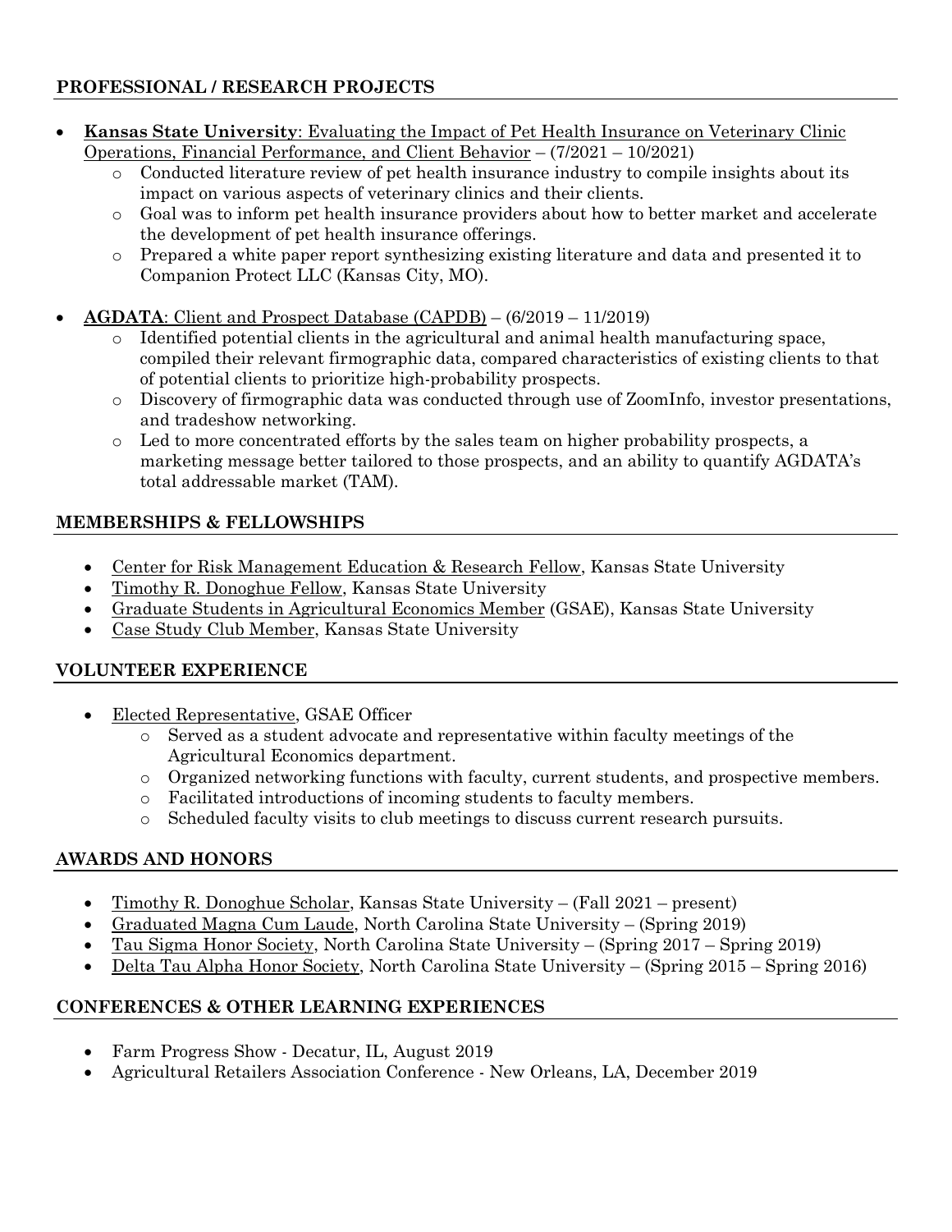## PROFESSIONAL / RESEARCH PROJECTS

- **Kansas State University**: Evaluating the Impact of Pet Health Insurance on Veterinary Clinic Operations, Financial Performance, and Client Behavior – (7/2021 – 10/2021)
  - Conducted literature review of pet health insurance industry to compile insights about its impact on various aspects of veterinary clinics and their clients.
  - Goal was to inform pet health insurance providers about how to better market and accelerate the development of pet health insurance offerings.
  - Prepared a white paper report synthesizing existing literature and data and presented it to Companion Protect LLC (Kansas City, MO).

- **AGDATA**: Client and Prospect Database (CAPDB) – (6/2019 – 11/2019)
  - Identified potential clients in the agricultural and animal health manufacturing space, compiled their relevant firmographic data, compared characteristics of existing clients to that of potential clients to prioritize high-probability prospects.
  - Discovery of firmographic data was conducted through use of ZoomInfo, investor presentations, and tradeshow networking.
  - Led to more concentrated efforts by the sales team on higher probability prospects, a marketing message better tailored to those prospects, and an ability to quantify AGDATA's total addressable market (TAM).

## MEMBERSHIPS & FELLOWSHIPS

- Center for Risk Management Education & Research Fellow, Kansas State University
- Timothy R. Donoghue Fellow, Kansas State University
- Graduate Students in Agricultural Economics Member (GSAE), Kansas State University
- Case Study Club Member, Kansas State University

## VOLUNTEER EXPERIENCE

- Elected Representative, GSAE Officer
  - Served as a student advocate and representative within faculty meetings of the Agricultural Economics department.
  - Organized networking functions with faculty, current students, and prospective members.
  - Facilitated introductions of incoming students to faculty members.
  - Scheduled faculty visits to club meetings to discuss current research pursuits.

## AWARDS AND HONORS

- Timothy R. Donoghue Scholar, Kansas State University – (Fall 2021 – present)
- Graduated Magna Cum Laude, North Carolina State University – (Spring 2019)
- Tau Sigma Honor Society, North Carolina State University – (Spring 2017 – Spring 2019)
- Delta Tau Alpha Honor Society, North Carolina State University – (Spring 2015 – Spring 2016)

## CONFERENCES & OTHER LEARNING EXPERIENCES

- Farm Progress Show - Decatur, IL, August 2019
- Agricultural Retailers Association Conference - New Orleans, LA, December 2019